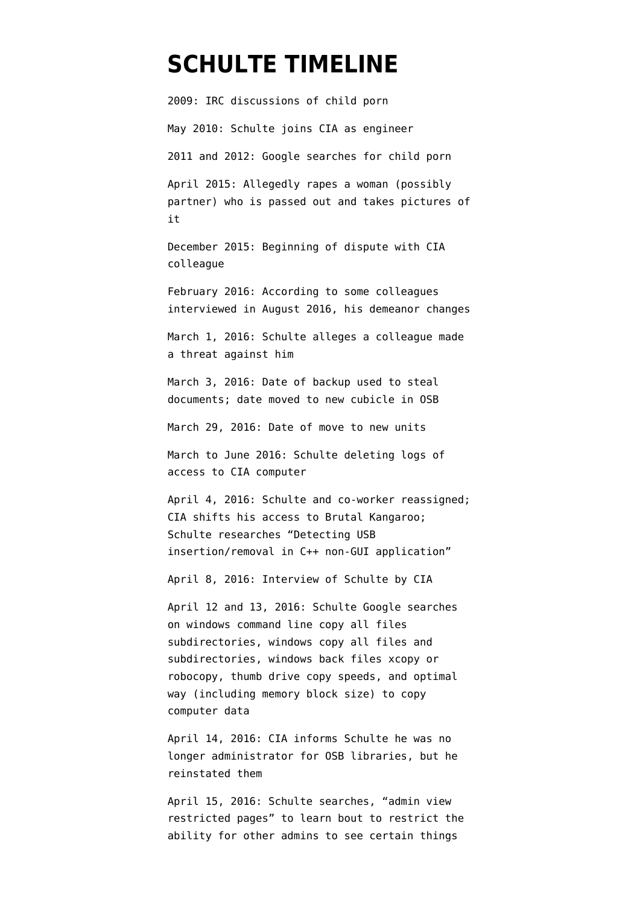# SCHULTE TIMELINE

2009: IRC discussions of child porn

May 2010: Schulte joins CIA as engineer

2011 and 2012: Google searches for child porn

April 2015: Allegedly rapes a woman (possibly partner) who is passed out and takes pictures of it

December 2015: Beginning of dispute with CIA colleague

February 2016: According to some colleagues interviewed in August 2016, his demeanor changes

March 1, 2016: Schulte alleges a colleague made a threat against him

March 3, 2016: Date of backup used to steal documents; date moved to new cubicle in OSB

March 29, 2016: Date of move to new units

March to June 2016: Schulte deleting logs of access to CIA computer

April 4, 2016: Schulte and co-worker reassigned; CIA shifts his access to Brutal Kangaroo; Schulte researches "Detecting USB insertion/removal in C++ non-GUI application"

April 8, 2016: Interview of Schulte by CIA

April 12 and 13, 2016: Schulte Google searches on windows command line copy all files subdirectories, windows copy all files and subdirectories, windows back files xcopy or robocopy, thumb drive copy speeds, and optimal way (including memory block size) to copy computer data

April 14, 2016: CIA informs Schulte he was no longer administrator for OSB libraries, but he reinstated them

April 15, 2016: Schulte searches, "admin view restricted pages" to learn bout to restrict the ability for other admins to see certain things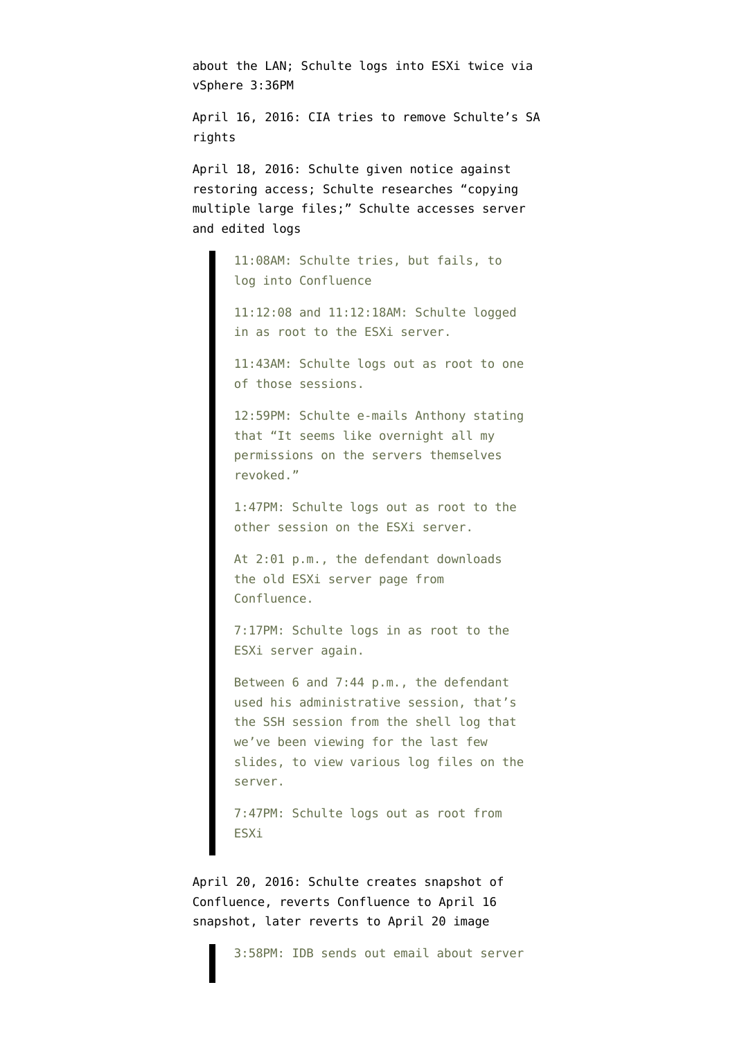about the LAN; Schulte logs into ESXi twice via vSphere 3:36PM

April 16, 2016: CIA tries to remove Schulte's SA rights

April 18, 2016: Schulte given notice against restoring access; Schulte researches "copying multiple large files;" Schulte accesses server and edited logs

> 11:08AM: Schulte tries, but fails, to log into Confluence
>
> 11:12:08 and 11:12:18AM: Schulte logged in as root to the ESXi server.
>
> 11:43AM: Schulte logs out as root to one of those sessions.
>
> 12:59PM: Schulte e-mails Anthony stating that "It seems like overnight all my permissions on the servers themselves revoked."
>
> 1:47PM: Schulte logs out as root to the other session on the ESXi server.
>
> At 2:01 p.m., the defendant downloads the old ESXi server page from Confluence.
>
> 7:17PM: Schulte logs in as root to the ESXi server again.
>
> Between 6 and 7:44 p.m., the defendant used his administrative session, that's the SSH session from the shell log that we've been viewing for the last few slides, to view various log files on the server.
>
> 7:47PM: Schulte logs out as root from ESXi

April 20, 2016: Schulte creates snapshot of Confluence, reverts Confluence to April 16 snapshot, later reverts to April 20 image

> 3:58PM: IDB sends out email about server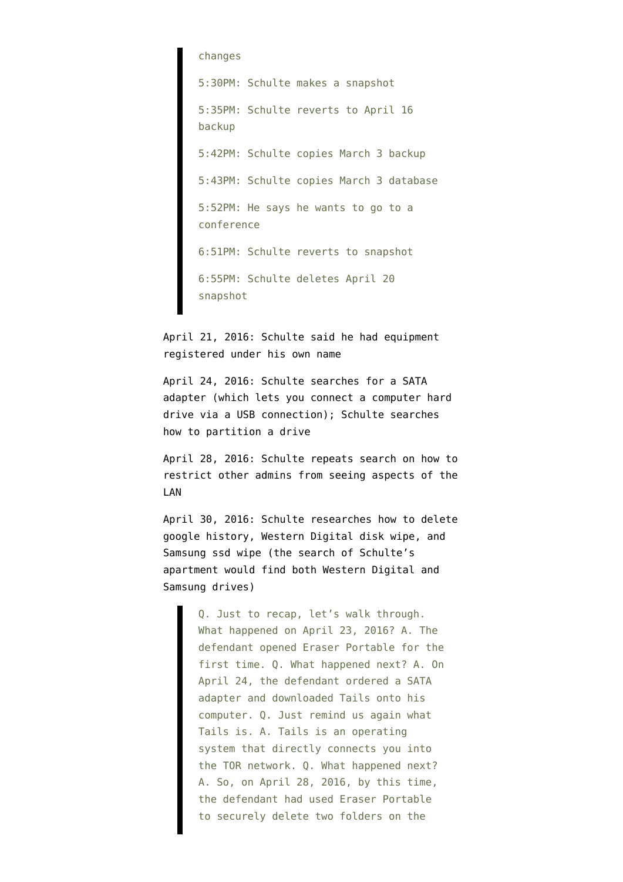> changes
>
> 5:30PM: Schulte makes a snapshot
>
> 5:35PM: Schulte reverts to April 16 backup
>
> 5:42PM: Schulte copies March 3 backup
>
> 5:43PM: Schulte copies March 3 database
>
> 5:52PM: He says he wants to go to a conference
>
> 6:51PM: Schulte reverts to snapshot
>
> 6:55PM: Schulte deletes April 20 snapshot

April 21, 2016: Schulte said he had equipment registered under his own name

April 24, 2016: Schulte searches for a SATA adapter (which lets you connect a computer hard drive via a USB connection); Schulte searches how to partition a drive

April 28, 2016: Schulte repeats search on how to restrict other admins from seeing aspects of the LAN

April 30, 2016: Schulte researches how to delete google history, Western Digital disk wipe, and Samsung ssd wipe (the search of Schulte's apartment would find both Western Digital and Samsung drives)

> Q. Just to recap, let's walk through. What happened on April 23, 2016? A. The defendant opened Eraser Portable for the first time. Q. What happened next? A. On April 24, the defendant ordered a SATA adapter and downloaded Tails onto his computer. Q. Just remind us again what Tails is. A. Tails is an operating system that directly connects you into the TOR network. Q. What happened next? A. So, on April 28, 2016, by this time, the defendant had used Eraser Portable to securely delete two folders on the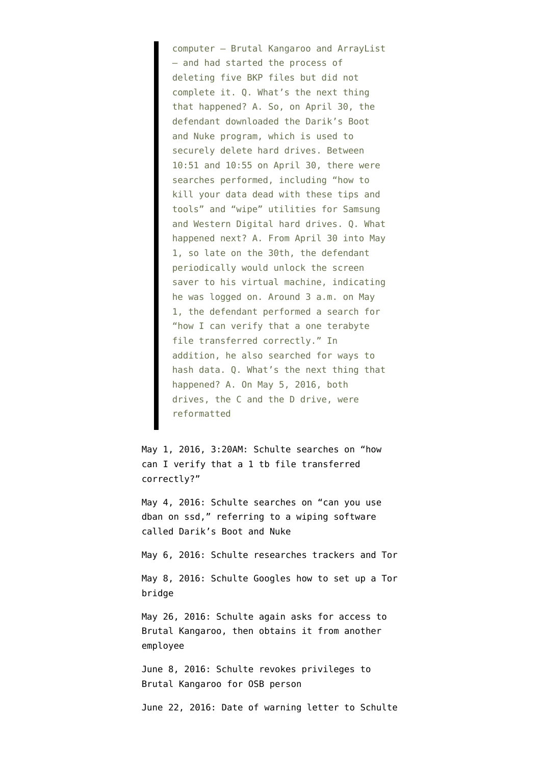> computer — Brutal Kangaroo and ArrayList — and had started the process of deleting five BKP files but did not complete it. Q. What's the next thing that happened? A. So, on April 30, the defendant downloaded the Darik's Boot and Nuke program, which is used to securely delete hard drives. Between 10:51 and 10:55 on April 30, there were searches performed, including "how to kill your data dead with these tips and tools" and "wipe" utilities for Samsung and Western Digital hard drives. Q. What happened next? A. From April 30 into May 1, so late on the 30th, the defendant periodically would unlock the screen saver to his virtual machine, indicating he was logged on. Around 3 a.m. on May 1, the defendant performed a search for "how I can verify that a one terabyte file transferred correctly." In addition, he also searched for ways to hash data. Q. What's the next thing that happened? A. On May 5, 2016, both drives, the C and the D drive, were reformatted

May 1, 2016, 3:20AM: Schulte searches on "how can I verify that a 1 tb file transferred correctly?"

May 4, 2016: Schulte searches on "can you use dban on ssd," referring to a wiping software called Darik's Boot and Nuke

May 6, 2016: Schulte researches trackers and Tor

May 8, 2016: Schulte Googles how to set up a Tor bridge

May 26, 2016: Schulte again asks for access to Brutal Kangaroo, then obtains it from another employee

June 8, 2016: Schulte revokes privileges to Brutal Kangaroo for OSB person

June 22, 2016: Date of warning letter to Schulte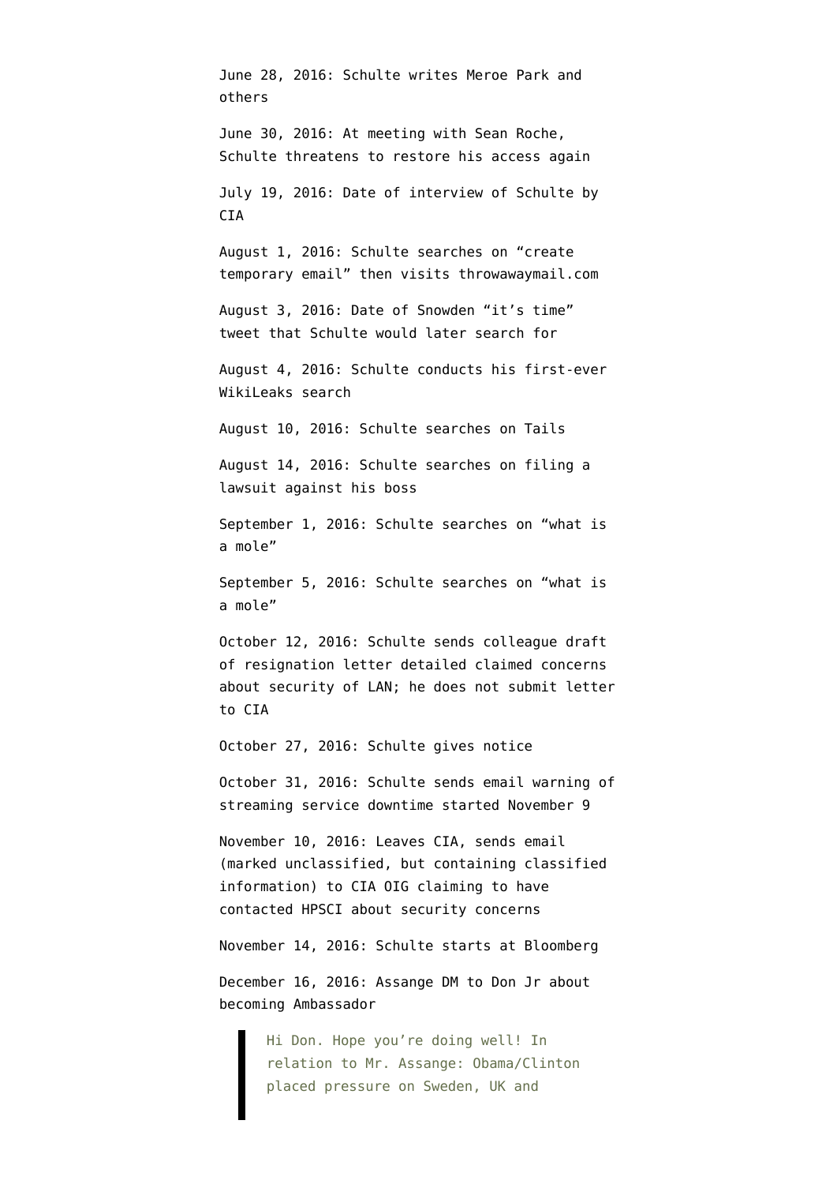June 28, 2016: Schulte writes Meroe Park and others

June 30, 2016: At meeting with Sean Roche, Schulte threatens to restore his access again

July 19, 2016: Date of interview of Schulte by CIA

August 1, 2016: Schulte searches on "create temporary email" then visits throwawaymail.com

August 3, 2016: Date of Snowden "it's time" tweet that Schulte would later search for

August 4, 2016: Schulte conducts his first-ever WikiLeaks search

August 10, 2016: Schulte searches on Tails

August 14, 2016: Schulte searches on filing a lawsuit against his boss

September 1, 2016: Schulte searches on "what is a mole"

September 5, 2016: Schulte searches on "what is a mole"

October 12, 2016: Schulte sends colleague draft of resignation letter detailed claimed concerns about security of LAN; he does not submit letter to CIA

October 27, 2016: Schulte gives notice

October 31, 2016: Schulte sends email warning of streaming service downtime started November 9

November 10, 2016: Leaves CIA, sends email (marked unclassified, but containing classified information) to CIA OIG claiming to have contacted HPSCI about security concerns

November 14, 2016: Schulte starts at Bloomberg

December 16, 2016: Assange DM to Don Jr about becoming Ambassador

> Hi Don. Hope you're doing well! In relation to Mr. Assange: Obama/Clinton placed pressure on Sweden, UK and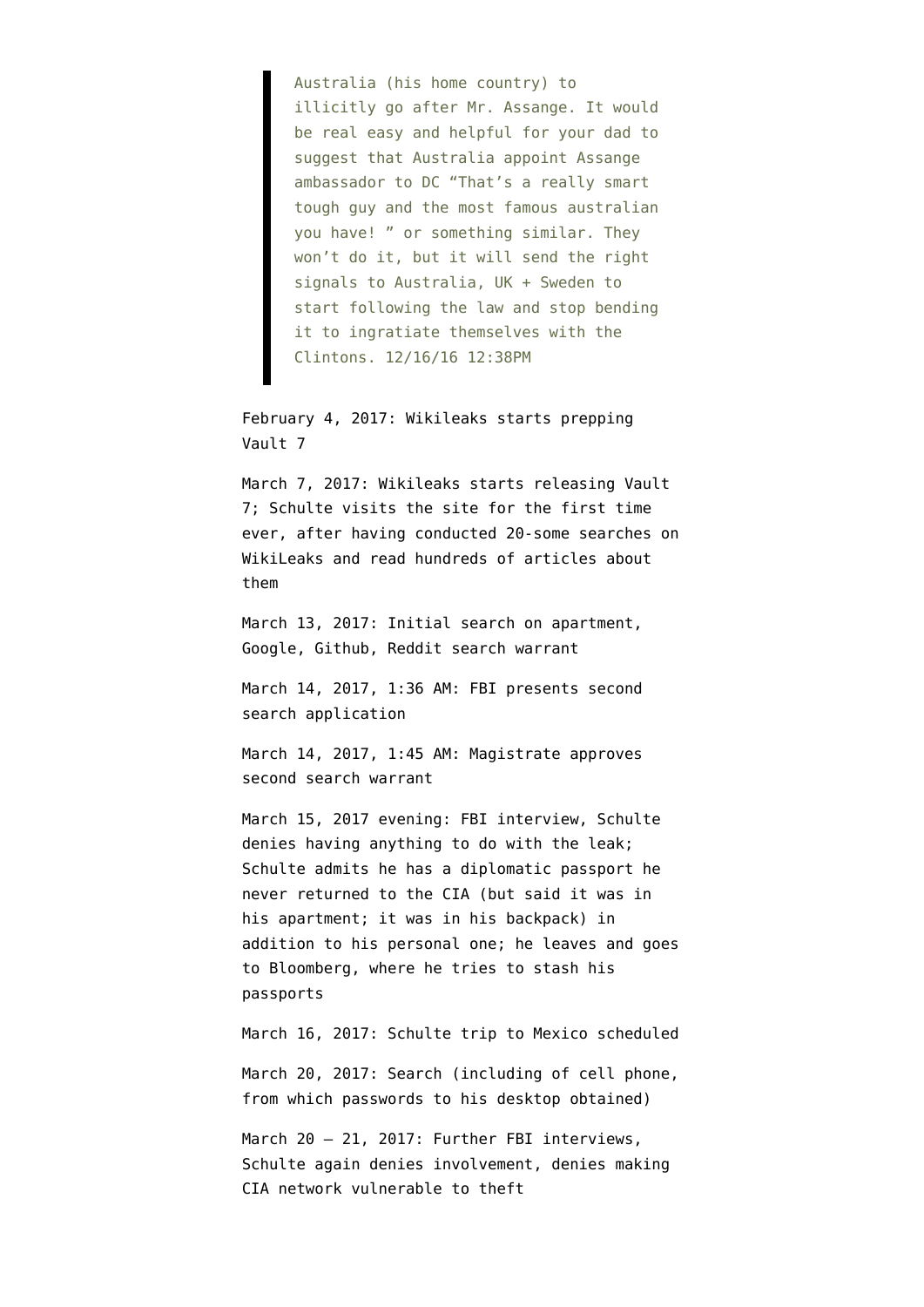> Australia (his home country) to illicitly go after Mr. Assange. It would be real easy and helpful for your dad to suggest that Australia appoint Assange ambassador to DC "That's a really smart tough guy and the most famous australian you have! " or something similar. They won't do it, but it will send the right signals to Australia, UK + Sweden to start following the law and stop bending it to ingratiate themselves with the Clintons. 12/16/16 12:38PM

February 4, 2017: Wikileaks starts prepping Vault 7

March 7, 2017: Wikileaks starts releasing Vault 7; Schulte visits the site for the first time ever, after having conducted 20-some searches on WikiLeaks and read hundreds of articles about them

March 13, 2017: Initial search on apartment, Google, Github, Reddit search warrant

March 14, 2017, 1:36 AM: FBI presents second search application

March 14, 2017, 1:45 AM: Magistrate approves second search warrant

March 15, 2017 evening: FBI interview, Schulte denies having anything to do with the leak; Schulte admits he has a diplomatic passport he never returned to the CIA (but said it was in his apartment; it was in his backpack) in addition to his personal one; he leaves and goes to Bloomberg, where he tries to stash his passports

March 16, 2017: Schulte trip to Mexico scheduled

March 20, 2017: Search (including of cell phone, from which passwords to his desktop obtained)

March 20 – 21, 2017: Further FBI interviews, Schulte again denies involvement, denies making CIA network vulnerable to theft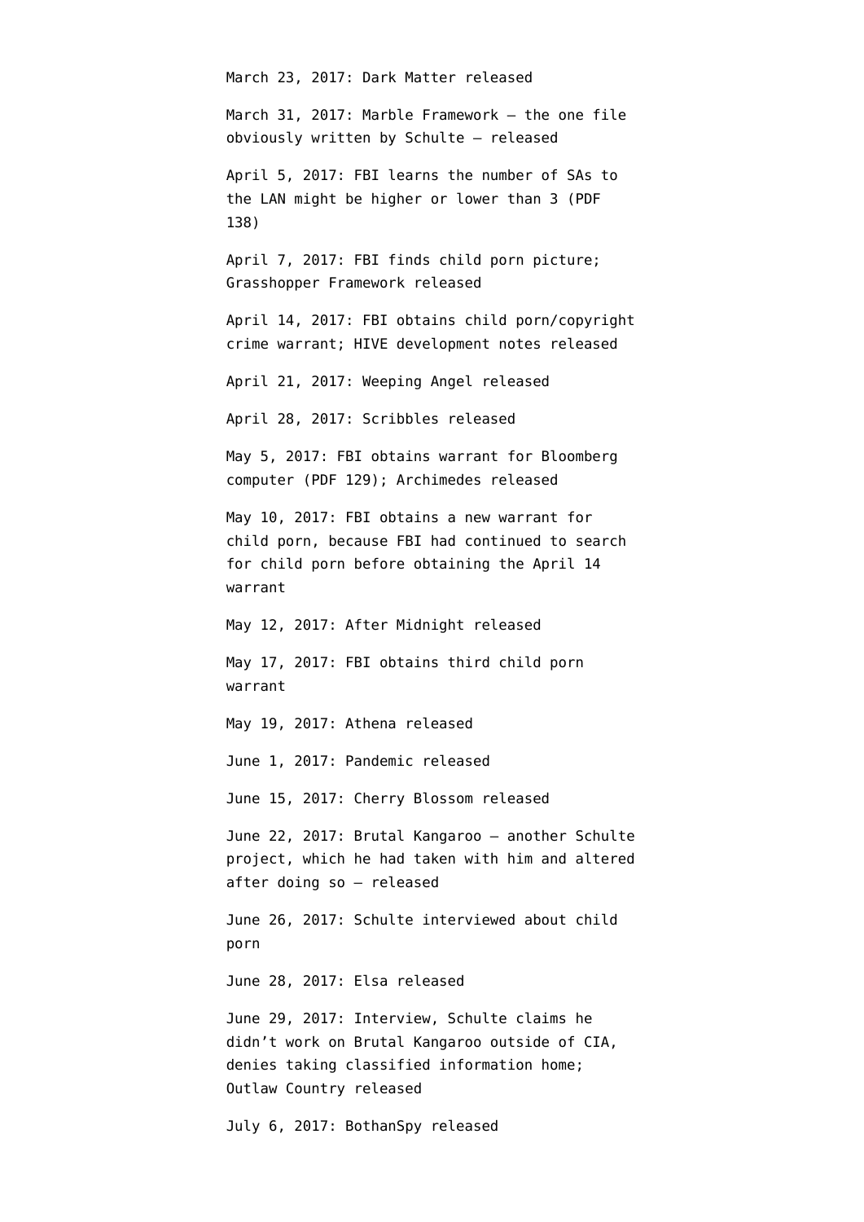March 23, 2017: Dark Matter released

March 31, 2017: Marble Framework — the one file obviously written by Schulte — released

April 5, 2017: FBI learns the number of SAs to the LAN might be higher or lower than 3 (PDF 138)

April 7, 2017: FBI finds child porn picture; Grasshopper Framework released

April 14, 2017: FBI obtains child porn/copyright crime warrant; HIVE development notes released

April 21, 2017: Weeping Angel released

April 28, 2017: Scribbles released

May 5, 2017: FBI obtains warrant for Bloomberg computer (PDF 129); Archimedes released

May 10, 2017: FBI obtains a new warrant for child porn, because FBI had continued to search for child porn before obtaining the April 14 warrant

May 12, 2017: After Midnight released

May 17, 2017: FBI obtains third child porn warrant

May 19, 2017: Athena released

June 1, 2017: Pandemic released

June 15, 2017: Cherry Blossom released

June 22, 2017: Brutal Kangaroo — another Schulte project, which he had taken with him and altered after doing so — released

June 26, 2017: Schulte interviewed about child porn

June 28, 2017: Elsa released

June 29, 2017: Interview, Schulte claims he didn't work on Brutal Kangaroo outside of CIA, denies taking classified information home; Outlaw Country released

July 6, 2017: BothanSpy released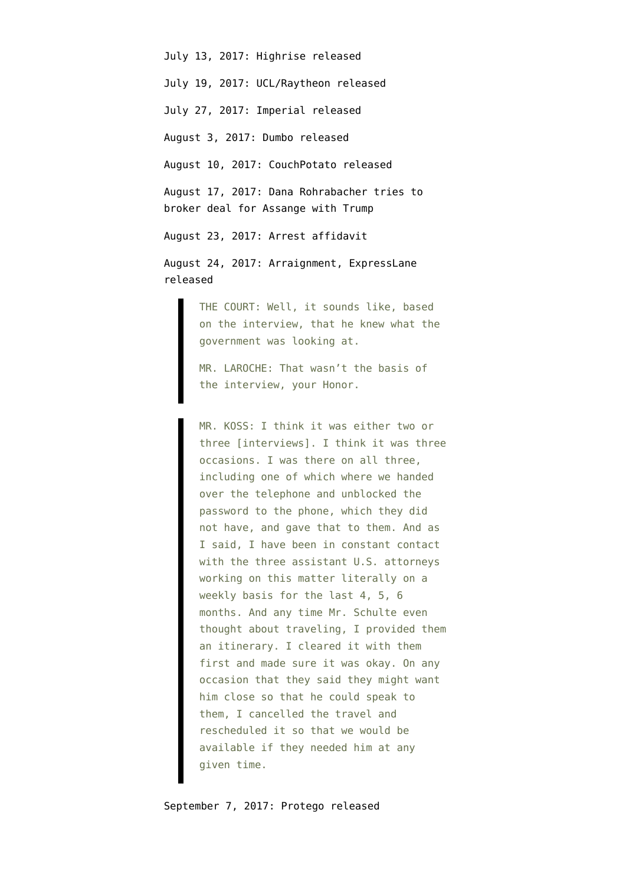July 13, 2017: Highrise released

July 19, 2017: UCL/Raytheon released

July 27, 2017: Imperial released

August 3, 2017: Dumbo released

August 10, 2017: CouchPotato released

August 17, 2017: Dana Rohrabacher tries to broker deal for Assange with Trump

August 23, 2017: Arrest affidavit

August 24, 2017: Arraignment, ExpressLane released

> THE COURT: Well, it sounds like, based on the interview, that he knew what the government was looking at.
>
> MR. LAROCHE: That wasn't the basis of the interview, your Honor.

> MR. KOSS: I think it was either two or three [interviews]. I think it was three occasions. I was there on all three, including one of which where we handed over the telephone and unblocked the password to the phone, which they did not have, and gave that to them. And as I said, I have been in constant contact with the three assistant U.S. attorneys working on this matter literally on a weekly basis for the last 4, 5, 6 months. And any time Mr. Schulte even thought about traveling, I provided them an itinerary. I cleared it with them first and made sure it was okay. On any occasion that they said they might want him close so that he could speak to them, I cancelled the travel and rescheduled it so that we would be available if they needed him at any given time.

September 7, 2017: Protego released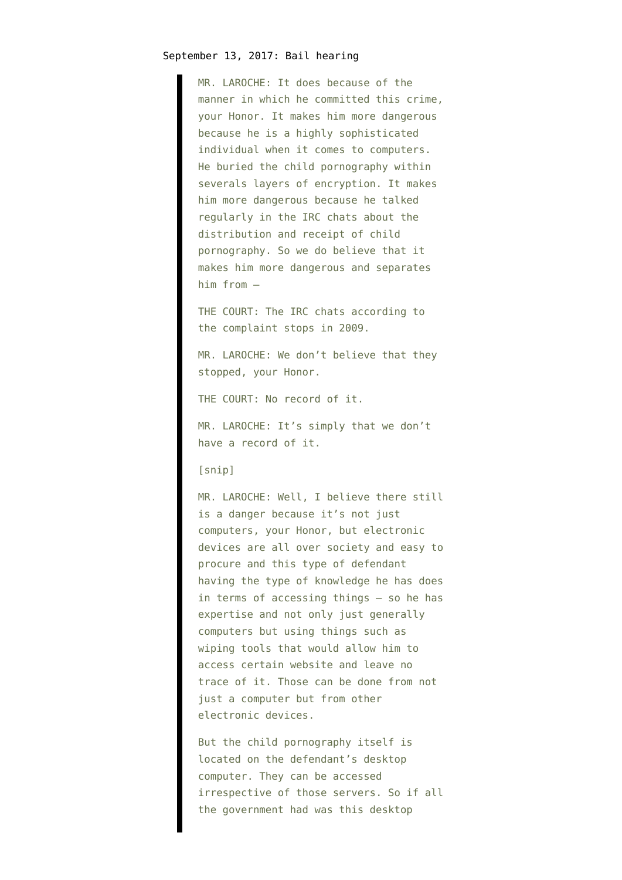September 13, 2017: Bail hearing

> MR. LAROCHE: It does because of the manner in which he committed this crime, your Honor. It makes him more dangerous because he is a highly sophisticated individual when it comes to computers. He buried the child pornography within severals layers of encryption. It makes him more dangerous because he talked regularly in the IRC chats about the distribution and receipt of child pornography. So we do believe that it makes him more dangerous and separates him from –
>
> THE COURT: The IRC chats according to the complaint stops in 2009.
>
> MR. LAROCHE: We don't believe that they stopped, your Honor.
>
> THE COURT: No record of it.
>
> MR. LAROCHE: It's simply that we don't have a record of it.
>
> [snip]
>
> MR. LAROCHE: Well, I believe there still is a danger because it's not just computers, your Honor, but electronic devices are all over society and easy to procure and this type of defendant having the type of knowledge he has does in terms of accessing things – so he has expertise and not only just generally computers but using things such as wiping tools that would allow him to access certain website and leave no trace of it. Those can be done from not just a computer but from other electronic devices.
>
> But the child pornography itself is located on the defendant's desktop computer. They can be accessed irrespective of those servers. So if all the government had was this desktop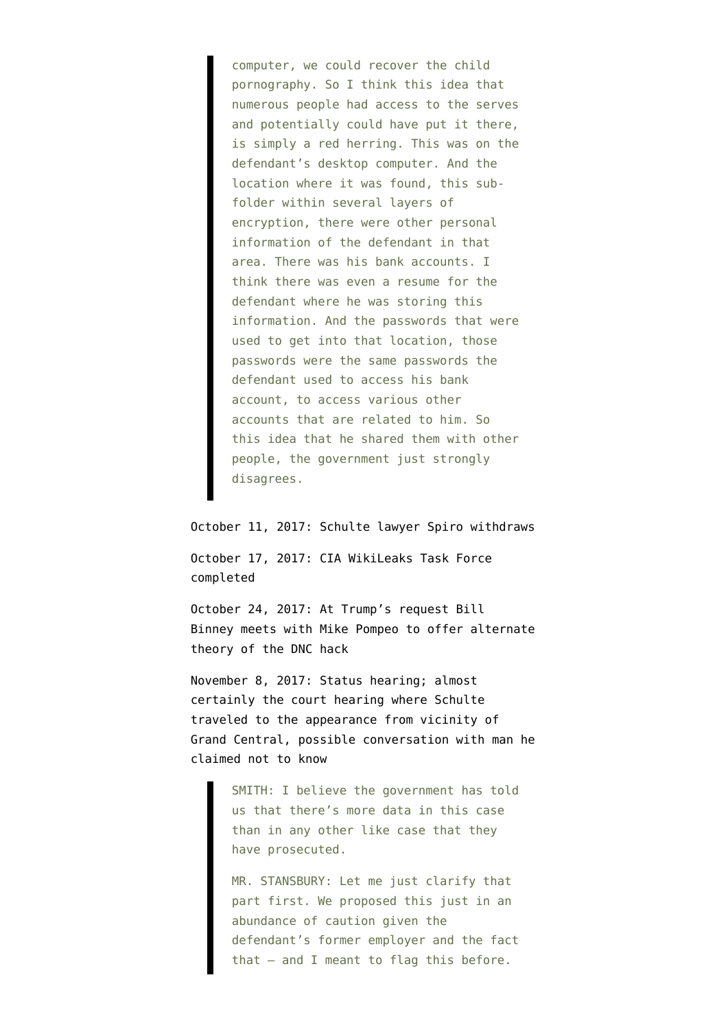> computer, we could recover the child pornography. So I think this idea that numerous people had access to the serves and potentially could have put it there, is simply a red herring. This was on the defendant's desktop computer. And the location where it was found, this sub-folder within several layers of encryption, there were other personal information of the defendant in that area. There was his bank accounts. I think there was even a resume for the defendant where he was storing this information. And the passwords that were used to get into that location, those passwords were the same passwords the defendant used to access his bank account, to access various other accounts that are related to him. So this idea that he shared them with other people, the government just strongly disagrees.

October 11, 2017: Schulte lawyer Spiro withdraws

October 17, 2017: CIA WikiLeaks Task Force completed

October 24, 2017: At Trump's request Bill Binney meets with Mike Pompeo to offer alternate theory of the DNC hack

November 8, 2017: Status hearing; almost certainly the court hearing where Schulte traveled to the appearance from vicinity of Grand Central, possible conversation with man he claimed not to know

> SMITH: I believe the government has told us that there's more data in this case than in any other like case that they have prosecuted.
>
> MR. STANSBURY: Let me just clarify that part first. We proposed this just in an abundance of caution given the defendant's former employer and the fact that — and I meant to flag this before.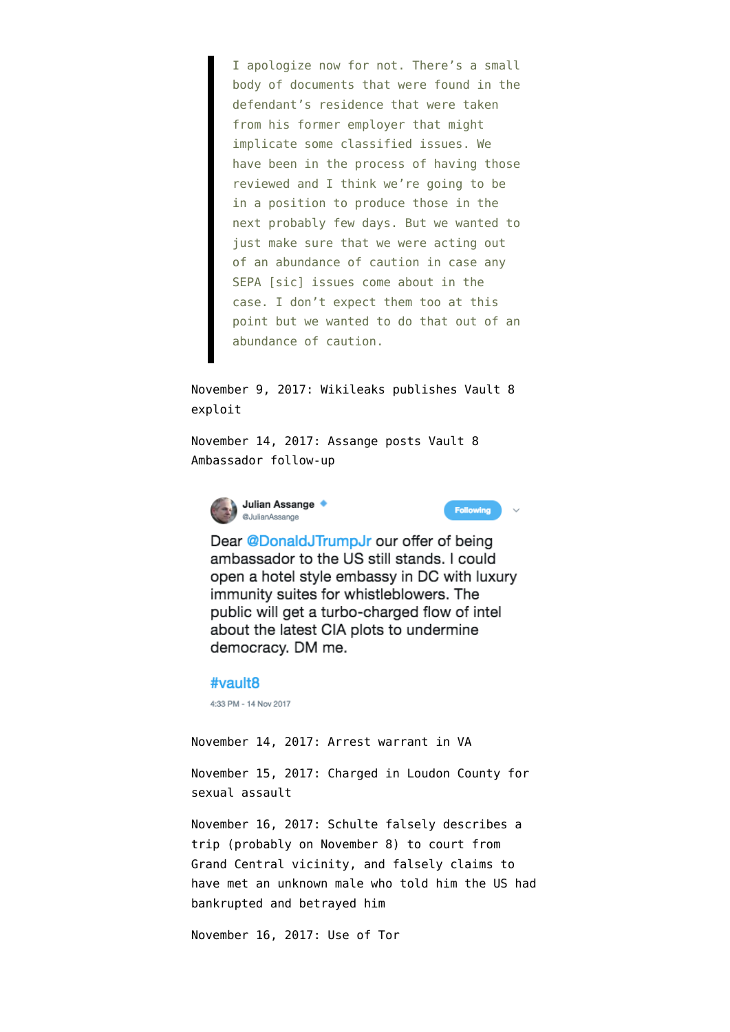> I apologize now for not. There's a small body of documents that were found in the defendant's residence that were taken from his former employer that might implicate some classified issues. We have been in the process of having those reviewed and I think we're going to be in a position to produce those in the next probably few days. But we wanted to just make sure that we were acting out of an abundance of caution in case any SEPA [sic] issues come about in the case. I don't expect them too at this point but we wanted to do that out of an abundance of caution.

November 9, 2017: Wikileaks publishes Vault 8 exploit

November 14, 2017: Assange posts Vault 8 Ambassador follow-up

> **Julian Assange** @JulianAssange
>
> Dear @DonaldJTrumpJr our offer of being ambassador to the US still stands. I could open a hotel style embassy in DC with luxury immunity suites for whistleblowers. The public will get a turbo-charged flow of intel about the latest CIA plots to undermine democracy. DM me.
>
> #vault8
>
> 4:33 PM - 14 Nov 2017

November 14, 2017: Arrest warrant in VA

November 15, 2017: Charged in Loudon County for sexual assault

November 16, 2017: Schulte falsely describes a trip (probably on November 8) to court from Grand Central vicinity, and falsely claims to have met an unknown male who told him the US had bankrupted and betrayed him

November 16, 2017: Use of Tor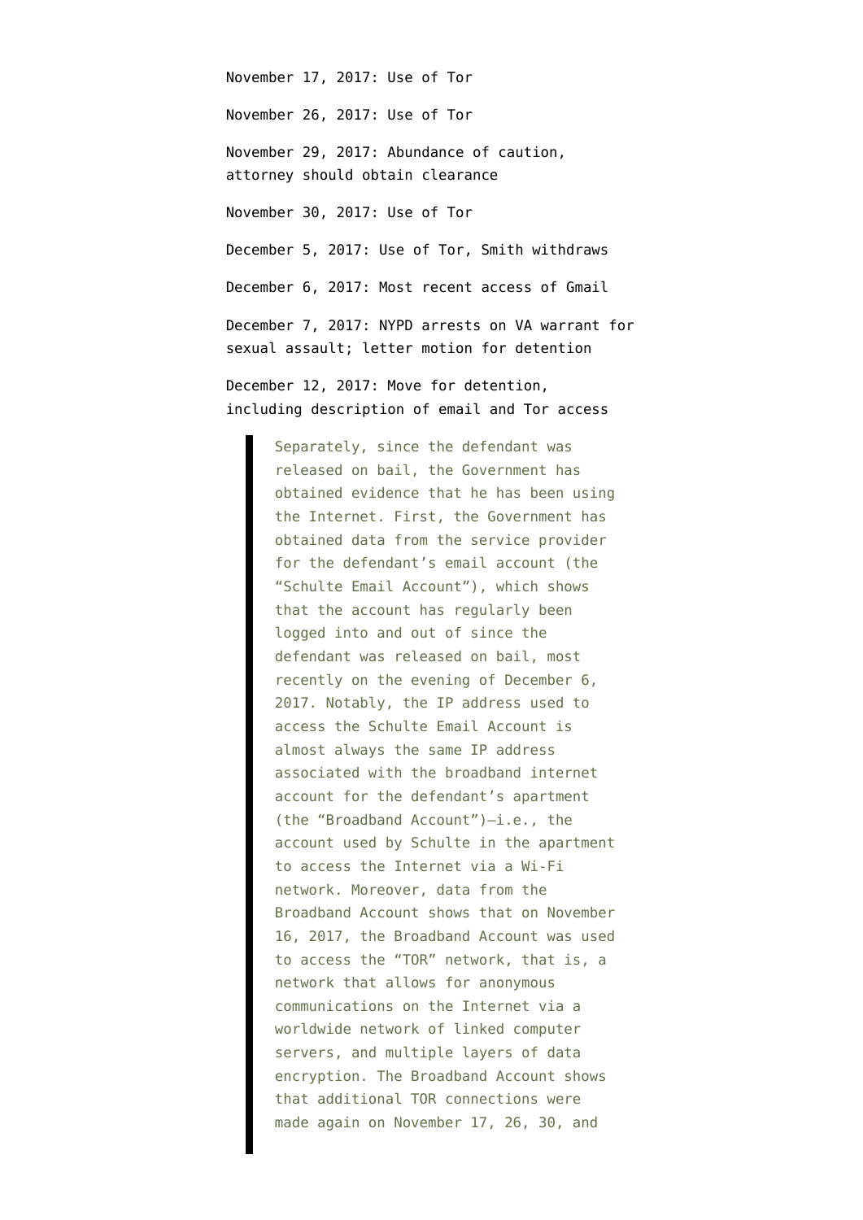November 17, 2017: Use of Tor

November 26, 2017: Use of Tor

November 29, 2017: Abundance of caution, attorney should obtain clearance

November 30, 2017: Use of Tor

December 5, 2017: Use of Tor, Smith withdraws

December 6, 2017: Most recent access of Gmail

December 7, 2017: NYPD arrests on VA warrant for sexual assault; letter motion for detention

December 12, 2017: Move for detention, including description of email and Tor access

> Separately, since the defendant was released on bail, the Government has obtained evidence that he has been using the Internet. First, the Government has obtained data from the service provider for the defendant's email account (the "Schulte Email Account"), which shows that the account has regularly been logged into and out of since the defendant was released on bail, most recently on the evening of December 6, 2017. Notably, the IP address used to access the Schulte Email Account is almost always the same IP address associated with the broadband internet account for the defendant's apartment (the "Broadband Account")—i.e., the account used by Schulte in the apartment to access the Internet via a Wi-Fi network. Moreover, data from the Broadband Account shows that on November 16, 2017, the Broadband Account was used to access the "TOR" network, that is, a network that allows for anonymous communications on the Internet via a worldwide network of linked computer servers, and multiple layers of data encryption. The Broadband Account shows that additional TOR connections were made again on November 17, 26, 30, and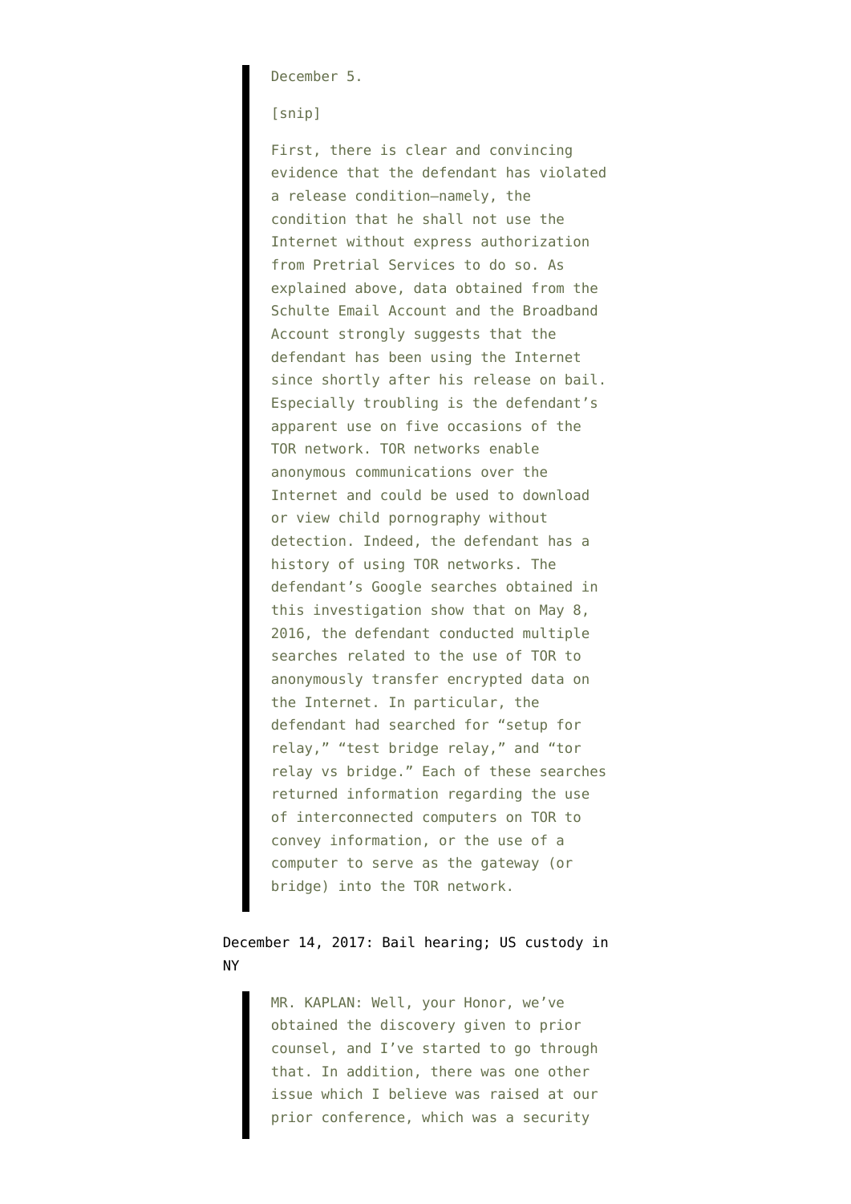> December 5.
>
> [snip]
>
> First, there is clear and convincing evidence that the defendant has violated a release condition—namely, the condition that he shall not use the Internet without express authorization from Pretrial Services to do so. As explained above, data obtained from the Schulte Email Account and the Broadband Account strongly suggests that the defendant has been using the Internet since shortly after his release on bail. Especially troubling is the defendant's apparent use on five occasions of the TOR network. TOR networks enable anonymous communications over the Internet and could be used to download or view child pornography without detection. Indeed, the defendant has a history of using TOR networks. The defendant's Google searches obtained in this investigation show that on May 8, 2016, the defendant conducted multiple searches related to the use of TOR to anonymously transfer encrypted data on the Internet. In particular, the defendant had searched for "setup for relay," "test bridge relay," and "tor relay vs bridge." Each of these searches returned information regarding the use of interconnected computers on TOR to convey information, or the use of a computer to serve as the gateway (or bridge) into the TOR network.

December 14, 2017: Bail hearing; US custody in NY

> MR. KAPLAN: Well, your Honor, we've obtained the discovery given to prior counsel, and I've started to go through that. In addition, there was one other issue which I believe was raised at our prior conference, which was a security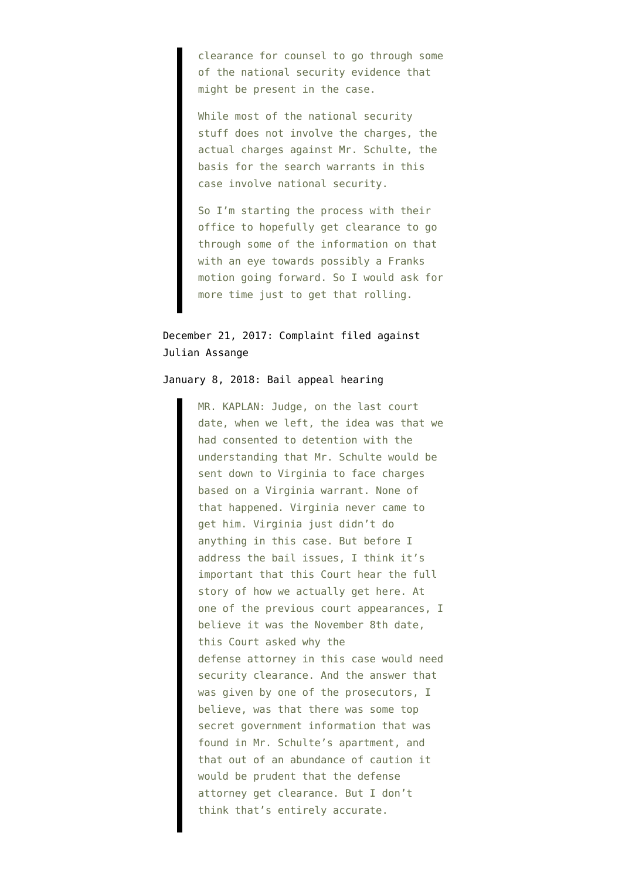> clearance for counsel to go through some of the national security evidence that might be present in the case.
>
> While most of the national security stuff does not involve the charges, the actual charges against Mr. Schulte, the basis for the search warrants in this case involve national security.
>
> So I'm starting the process with their office to hopefully get clearance to go through some of the information on that with an eye towards possibly a Franks motion going forward. So I would ask for more time just to get that rolling.

December 21, 2017: Complaint filed against Julian Assange

January 8, 2018: Bail appeal hearing

> MR. KAPLAN: Judge, on the last court date, when we left, the idea was that we had consented to detention with the understanding that Mr. Schulte would be sent down to Virginia to face charges based on a Virginia warrant. None of that happened. Virginia never came to get him. Virginia just didn't do anything in this case. But before I address the bail issues, I think it's important that this Court hear the full story of how we actually get here. At one of the previous court appearances, I believe it was the November 8th date, this Court asked why the defense attorney in this case would need security clearance. And the answer that was given by one of the prosecutors, I believe, was that there was some top secret government information that was found in Mr. Schulte's apartment, and that out of an abundance of caution it would be prudent that the defense attorney get clearance. But I don't think that's entirely accurate.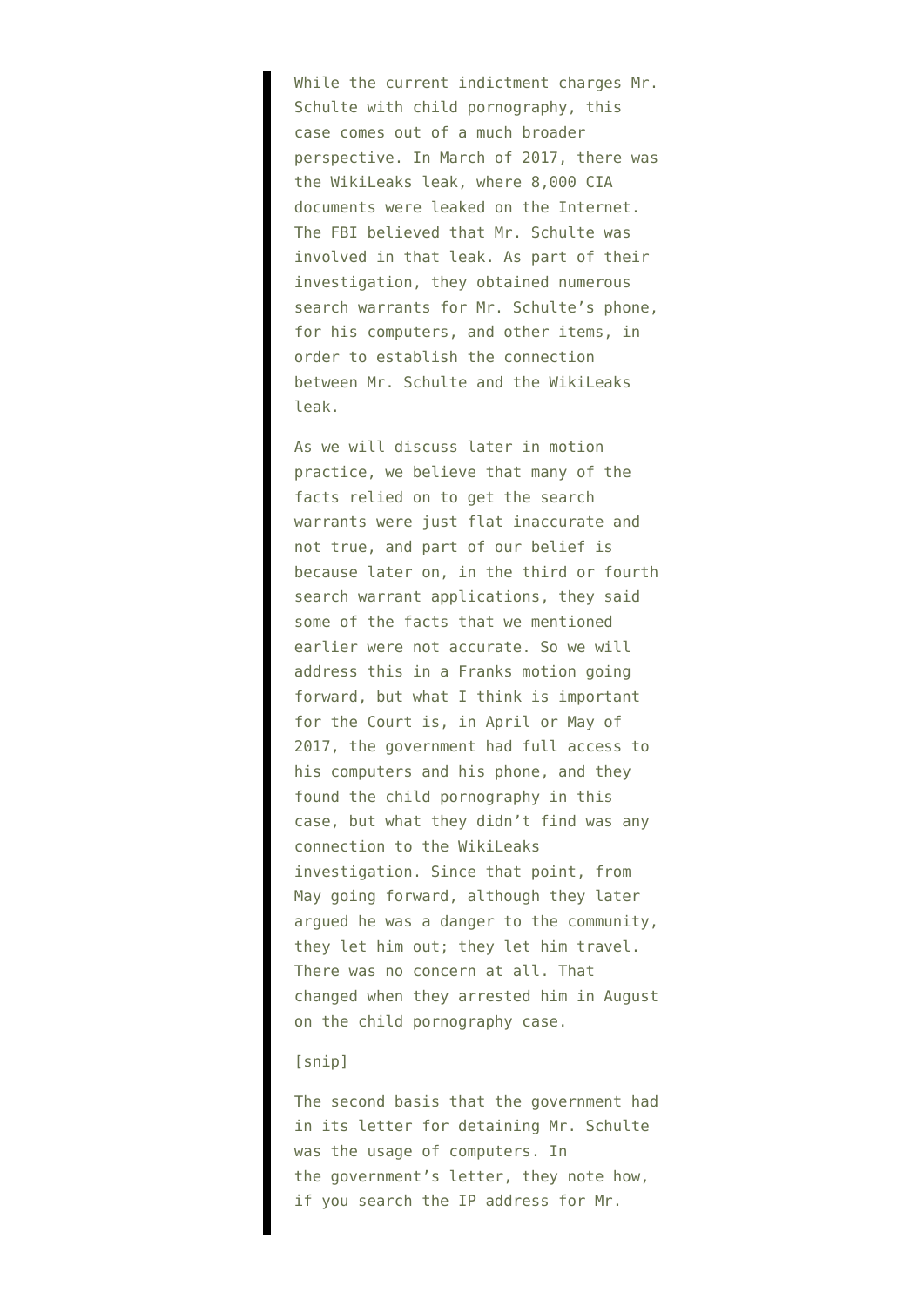> While the current indictment charges Mr. Schulte with child pornography, this case comes out of a much broader perspective. In March of 2017, there was the WikiLeaks leak, where 8,000 CIA documents were leaked on the Internet. The FBI believed that Mr. Schulte was involved in that leak. As part of their investigation, they obtained numerous search warrants for Mr. Schulte's phone, for his computers, and other items, in order to establish the connection between Mr. Schulte and the WikiLeaks leak.
>
> As we will discuss later in motion practice, we believe that many of the facts relied on to get the search warrants were just flat inaccurate and not true, and part of our belief is because later on, in the third or fourth search warrant applications, they said some of the facts that we mentioned earlier were not accurate. So we will address this in a Franks motion going forward, but what I think is important for the Court is, in April or May of 2017, the government had full access to his computers and his phone, and they found the child pornography in this case, but what they didn't find was any connection to the WikiLeaks investigation. Since that point, from May going forward, although they later argued he was a danger to the community, they let him out; they let him travel. There was no concern at all. That changed when they arrested him in August on the child pornography case.
>
> [snip]
>
> The second basis that the government had in its letter for detaining Mr. Schulte was the usage of computers. In the government's letter, they note how, if you search the IP address for Mr.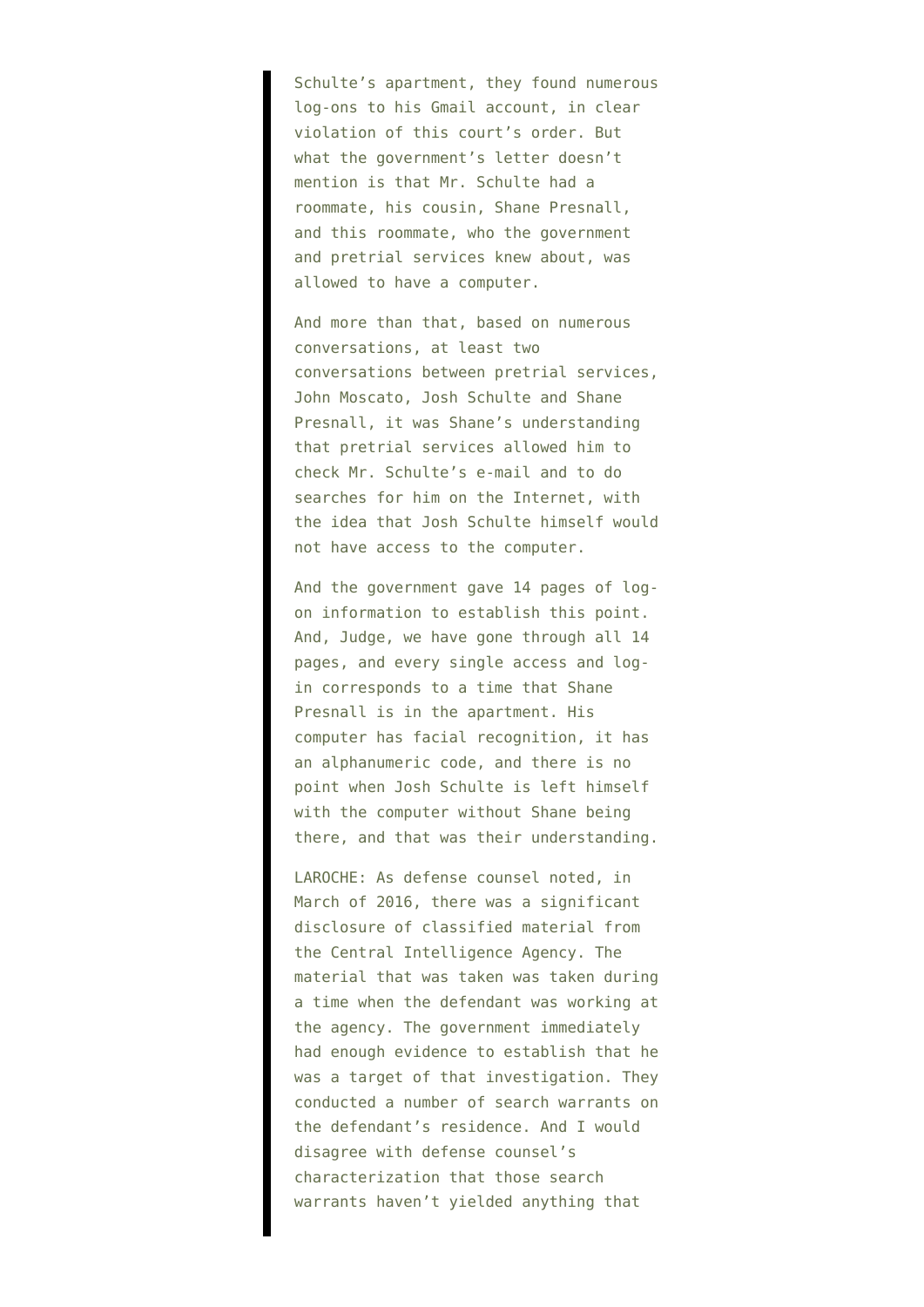> Schulte's apartment, they found numerous log-ons to his Gmail account, in clear violation of this court's order. But what the government's letter doesn't mention is that Mr. Schulte had a roommate, his cousin, Shane Presnall, and this roommate, who the government and pretrial services knew about, was allowed to have a computer.
>
> And more than that, based on numerous conversations, at least two conversations between pretrial services, John Moscato, Josh Schulte and Shane Presnall, it was Shane's understanding that pretrial services allowed him to check Mr. Schulte's e-mail and to do searches for him on the Internet, with the idea that Josh Schulte himself would not have access to the computer.
>
> And the government gave 14 pages of log-on information to establish this point. And, Judge, we have gone through all 14 pages, and every single access and log-in corresponds to a time that Shane Presnall is in the apartment. His computer has facial recognition, it has an alphanumeric code, and there is no point when Josh Schulte is left himself with the computer without Shane being there, and that was their understanding.
>
> LAROCHE: As defense counsel noted, in March of 2016, there was a significant disclosure of classified material from the Central Intelligence Agency. The material that was taken was taken during a time when the defendant was working at the agency. The government immediately had enough evidence to establish that he was a target of that investigation. They conducted a number of search warrants on the defendant's residence. And I would disagree with defense counsel's characterization that those search warrants haven't yielded anything that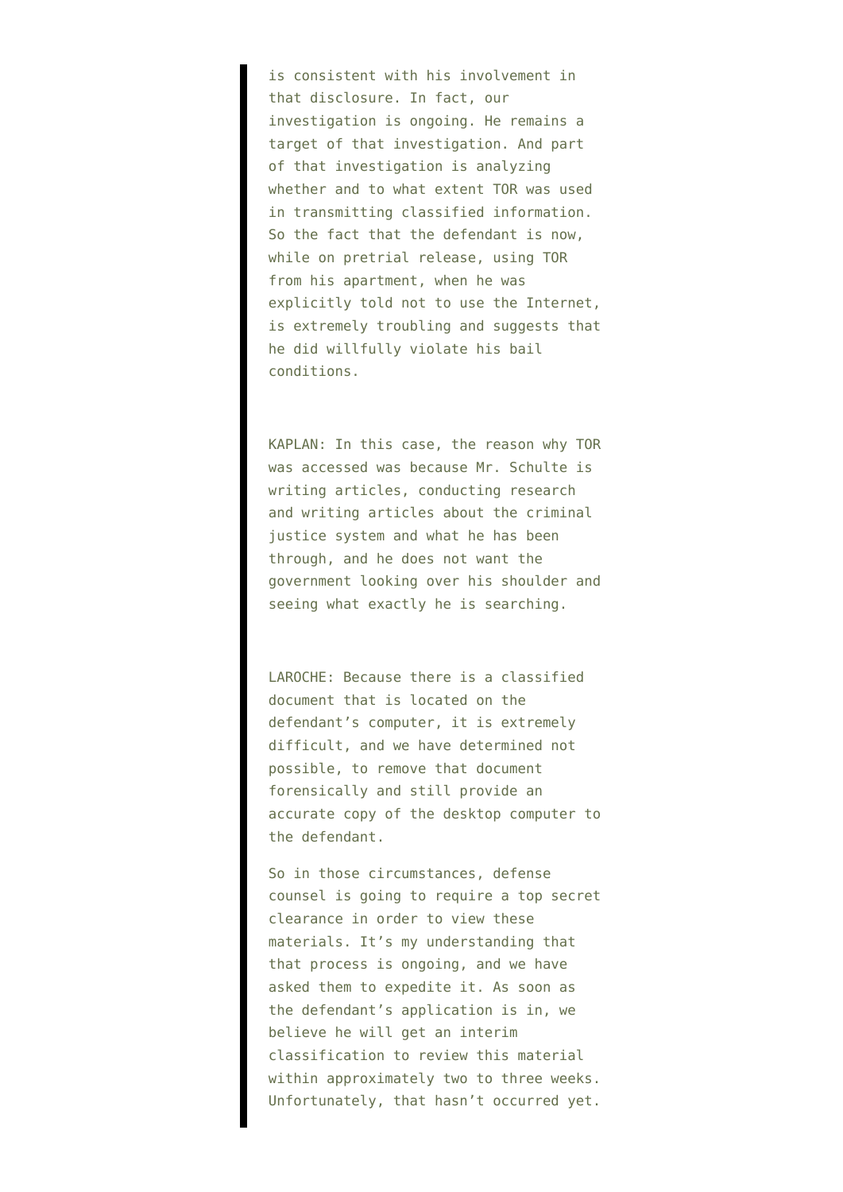> is consistent with his involvement in that disclosure. In fact, our investigation is ongoing. He remains a target of that investigation. And part of that investigation is analyzing whether and to what extent TOR was used in transmitting classified information. So the fact that the defendant is now, while on pretrial release, using TOR from his apartment, when he was explicitly told not to use the Internet, is extremely troubling and suggests that he did willfully violate his bail conditions.
>
> KAPLAN: In this case, the reason why TOR was accessed was because Mr. Schulte is writing articles, conducting research and writing articles about the criminal justice system and what he has been through, and he does not want the government looking over his shoulder and seeing what exactly he is searching.
>
> LAROCHE: Because there is a classified document that is located on the defendant's computer, it is extremely difficult, and we have determined not possible, to remove that document forensically and still provide an accurate copy of the desktop computer to the defendant.
>
> So in those circumstances, defense counsel is going to require a top secret clearance in order to view these materials. It's my understanding that that process is ongoing, and we have asked them to expedite it. As soon as the defendant's application is in, we believe he will get an interim classification to review this material within approximately two to three weeks. Unfortunately, that hasn't occurred yet.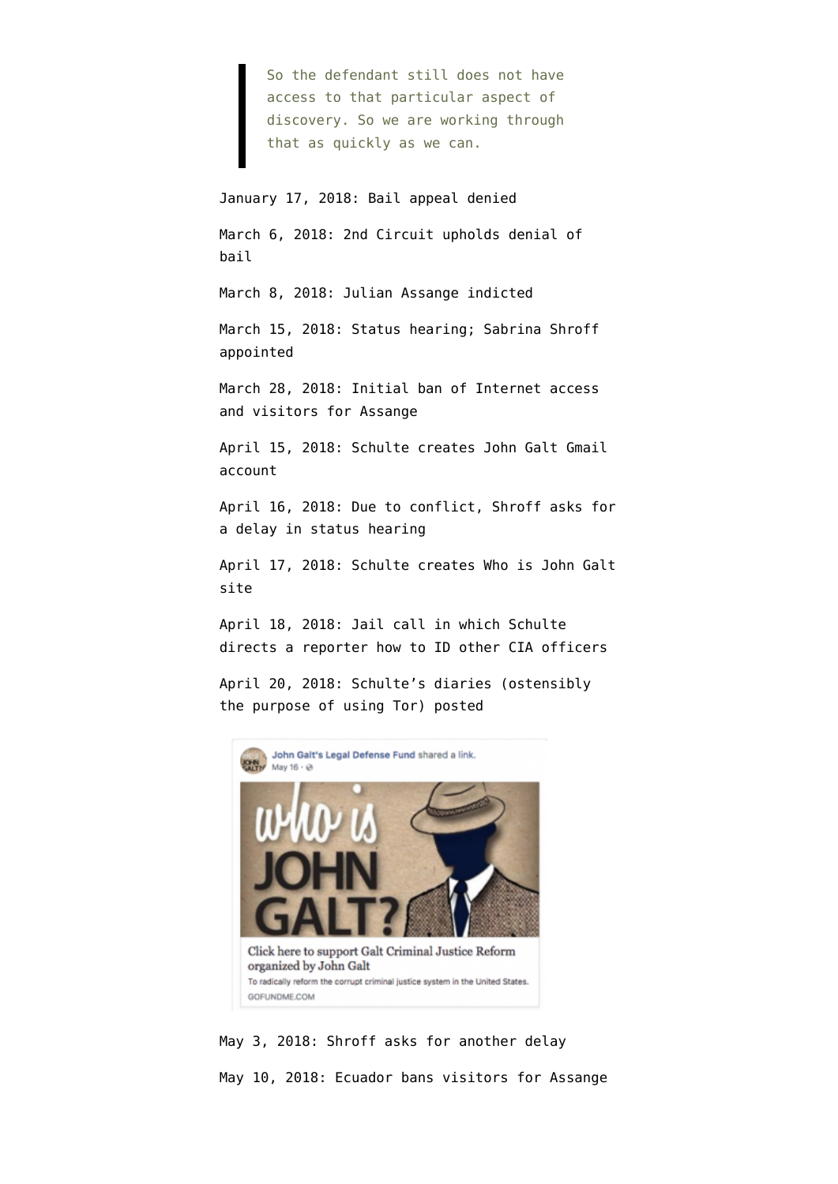> So the defendant still does not have access to that particular aspect of discovery. So we are working through that as quickly as we can.

January 17, 2018: Bail appeal denied

March 6, 2018: 2nd Circuit upholds denial of bail

March 8, 2018: Julian Assange indicted

March 15, 2018: Status hearing; Sabrina Shroff appointed

March 28, 2018: Initial ban of Internet access and visitors for Assange

April 15, 2018: Schulte creates John Galt Gmail account

April 16, 2018: Due to conflict, Shroff asks for a delay in status hearing

April 17, 2018: Schulte creates Who is John Galt site

April 18, 2018: Jail call in which Schulte directs a reporter how to ID other CIA officers

April 20, 2018: Schulte's diaries (ostensibly the purpose of using Tor) posted

John Galt's Legal Defense Fund shared a link.
May 16

who is JOHN GALT?

Click here to support Galt Criminal Justice Reform organized by John Galt

To radically reform the corrupt criminal justice system in the United States.

GOFUNDME.COM

May 3, 2018: Shroff asks for another delay

May 10, 2018: Ecuador bans visitors for Assange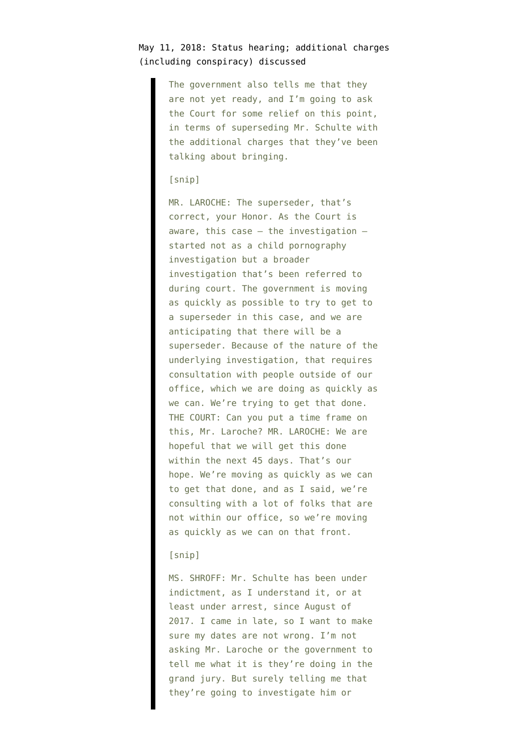May 11, 2018: Status hearing; additional charges (including conspiracy) discussed

> The government also tells me that they are not yet ready, and I'm going to ask the Court for some relief on this point, in terms of superseding Mr. Schulte with the additional charges that they've been talking about bringing.
>
> [snip]
>
> MR. LAROCHE: The superseder, that's correct, your Honor. As the Court is aware, this case — the investigation — started not as a child pornography investigation but a broader investigation that's been referred to during court. The government is moving as quickly as possible to try to get to a superseder in this case, and we are anticipating that there will be a superseder. Because of the nature of the underlying investigation, that requires consultation with people outside of our office, which we are doing as quickly as we can. We're trying to get that done. THE COURT: Can you put a time frame on this, Mr. Laroche? MR. LAROCHE: We are hopeful that we will get this done within the next 45 days. That's our hope. We're moving as quickly as we can to get that done, and as I said, we're consulting with a lot of folks that are not within our office, so we're moving as quickly as we can on that front.
>
> [snip]
>
> MS. SHROFF: Mr. Schulte has been under indictment, as I understand it, or at least under arrest, since August of 2017. I came in late, so I want to make sure my dates are not wrong. I'm not asking Mr. Laroche or the government to tell me what it is they're doing in the grand jury. But surely telling me that they're going to investigate him or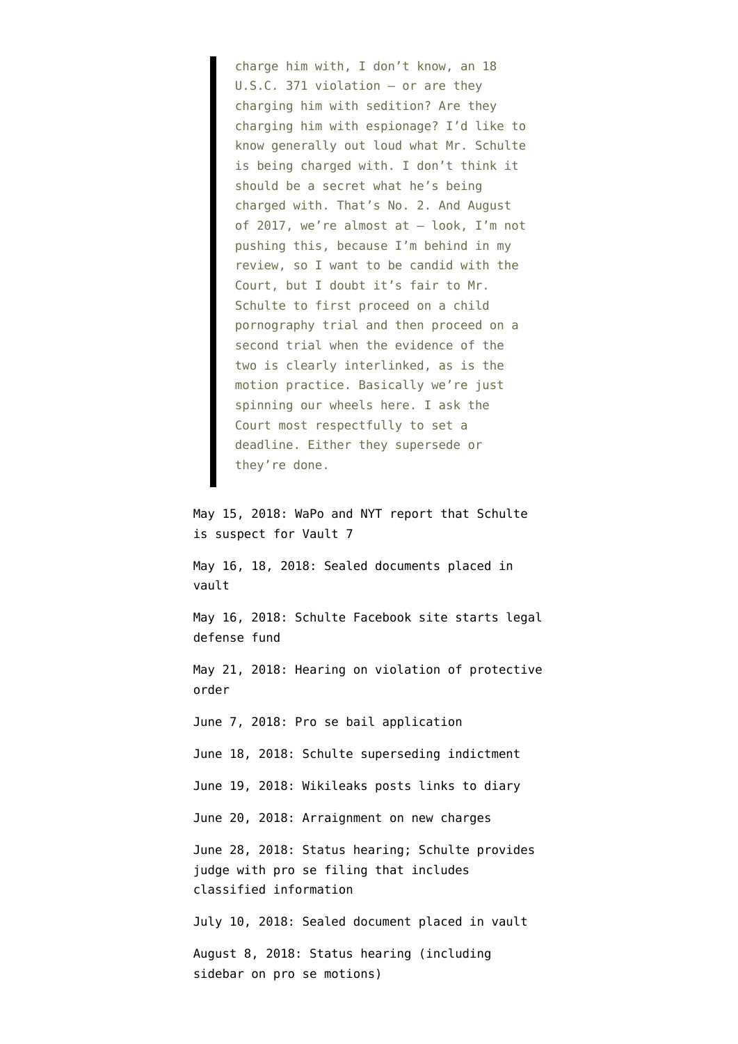> charge him with, I don't know, an 18 U.S.C. 371 violation — or are they charging him with sedition? Are they charging him with espionage? I'd like to know generally out loud what Mr. Schulte is being charged with. I don't think it should be a secret what he's being charged with. That's No. 2. And August of 2017, we're almost at — look, I'm not pushing this, because I'm behind in my review, so I want to be candid with the Court, but I doubt it's fair to Mr. Schulte to first proceed on a child pornography trial and then proceed on a second trial when the evidence of the two is clearly interlinked, as is the motion practice. Basically we're just spinning our wheels here. I ask the Court most respectfully to set a deadline. Either they supersede or they're done.

May 15, 2018: WaPo and NYT report that Schulte is suspect for Vault 7

May 16, 18, 2018: Sealed documents placed in vault

May 16, 2018: Schulte Facebook site starts legal defense fund

May 21, 2018: Hearing on violation of protective order

June 7, 2018: Pro se bail application

June 18, 2018: Schulte superseding indictment

June 19, 2018: Wikileaks posts links to diary

June 20, 2018: Arraignment on new charges

June 28, 2018: Status hearing; Schulte provides judge with pro se filing that includes classified information

July 10, 2018: Sealed document placed in vault

August 8, 2018: Status hearing (including sidebar on pro se motions)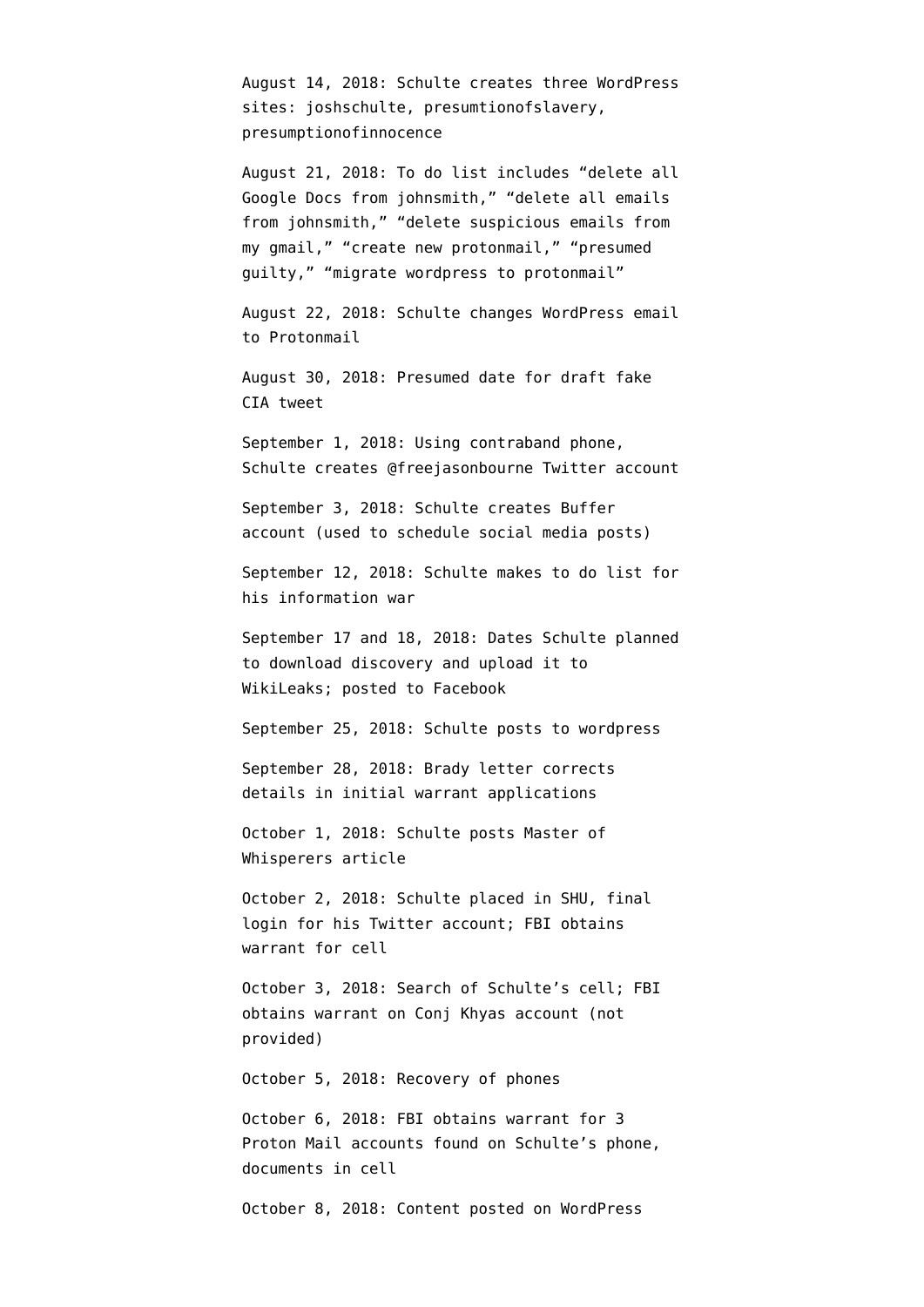August 14, 2018: Schulte creates three WordPress sites: joshschulte, presumtionofslavery, presumptionofinnocence

August 21, 2018: To do list includes “delete all Google Docs from johnsmith,” “delete all emails from johnsmith,” “delete suspicious emails from my gmail,” “create new protonmail,” “presumed guilty,” “migrate wordpress to protonmail”

August 22, 2018: Schulte changes WordPress email to Protonmail

August 30, 2018: Presumed date for draft fake CIA tweet

September 1, 2018: Using contraband phone, Schulte creates @freejasonbourne Twitter account

September 3, 2018: Schulte creates Buffer account (used to schedule social media posts)

September 12, 2018: Schulte makes to do list for his information war

September 17 and 18, 2018: Dates Schulte planned to download discovery and upload it to WikiLeaks; posted to Facebook

September 25, 2018: Schulte posts to wordpress

September 28, 2018: Brady letter corrects details in initial warrant applications

October 1, 2018: Schulte posts Master of Whisperers article

October 2, 2018: Schulte placed in SHU, final login for his Twitter account; FBI obtains warrant for cell

October 3, 2018: Search of Schulte’s cell; FBI obtains warrant on Conj Khyas account (not provided)

October 5, 2018: Recovery of phones

October 6, 2018: FBI obtains warrant for 3 Proton Mail accounts found on Schulte’s phone, documents in cell

October 8, 2018: Content posted on WordPress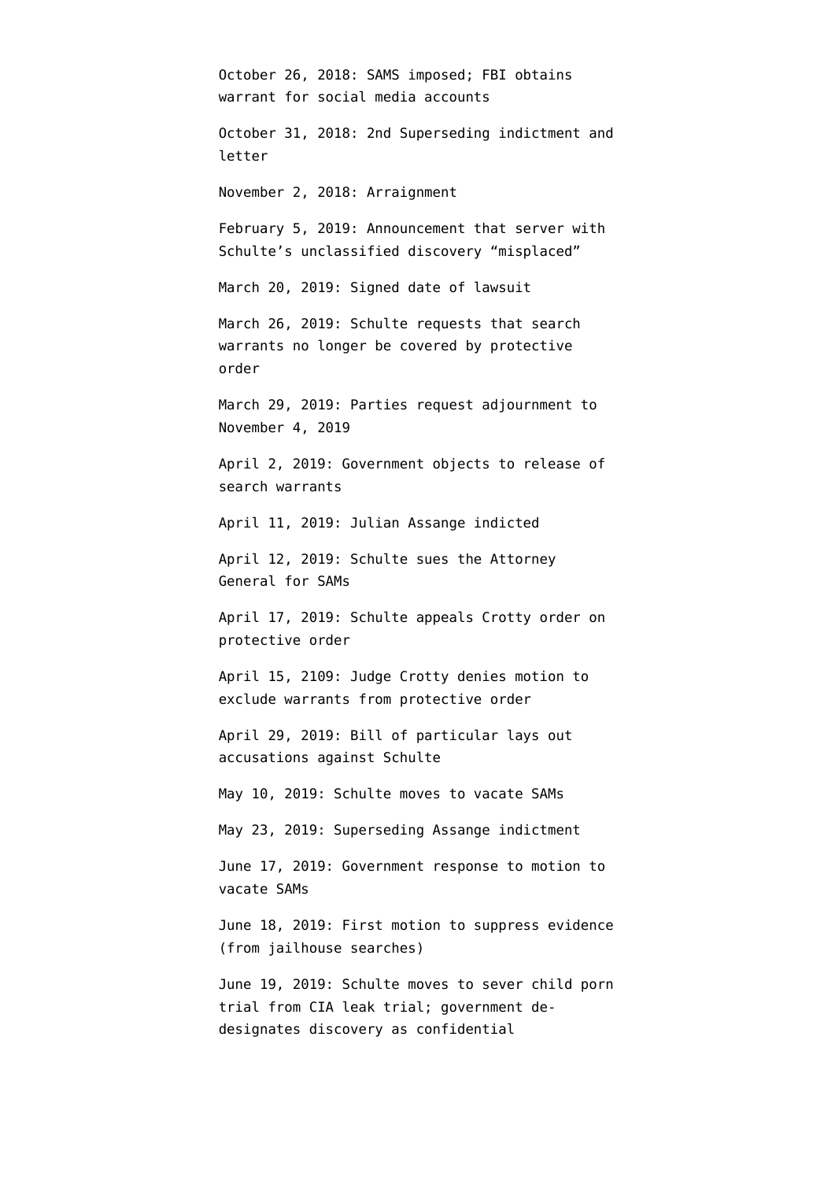October 26, 2018: SAMS imposed; FBI obtains warrant for social media accounts

October 31, 2018: 2nd Superseding indictment and letter

November 2, 2018: Arraignment

February 5, 2019: Announcement that server with Schulte's unclassified discovery "misplaced"

March 20, 2019: Signed date of lawsuit

March 26, 2019: Schulte requests that search warrants no longer be covered by protective order

March 29, 2019: Parties request adjournment to November 4, 2019

April 2, 2019: Government objects to release of search warrants

April 11, 2019: Julian Assange indicted

April 12, 2019: Schulte sues the Attorney General for SAMs

April 17, 2019: Schulte appeals Crotty order on protective order

April 15, 2109: Judge Crotty denies motion to exclude warrants from protective order

April 29, 2019: Bill of particular lays out accusations against Schulte

May 10, 2019: Schulte moves to vacate SAMs

May 23, 2019: Superseding Assange indictment

June 17, 2019: Government response to motion to vacate SAMs

June 18, 2019: First motion to suppress evidence (from jailhouse searches)

June 19, 2019: Schulte moves to sever child porn trial from CIA leak trial; government de-designates discovery as confidential